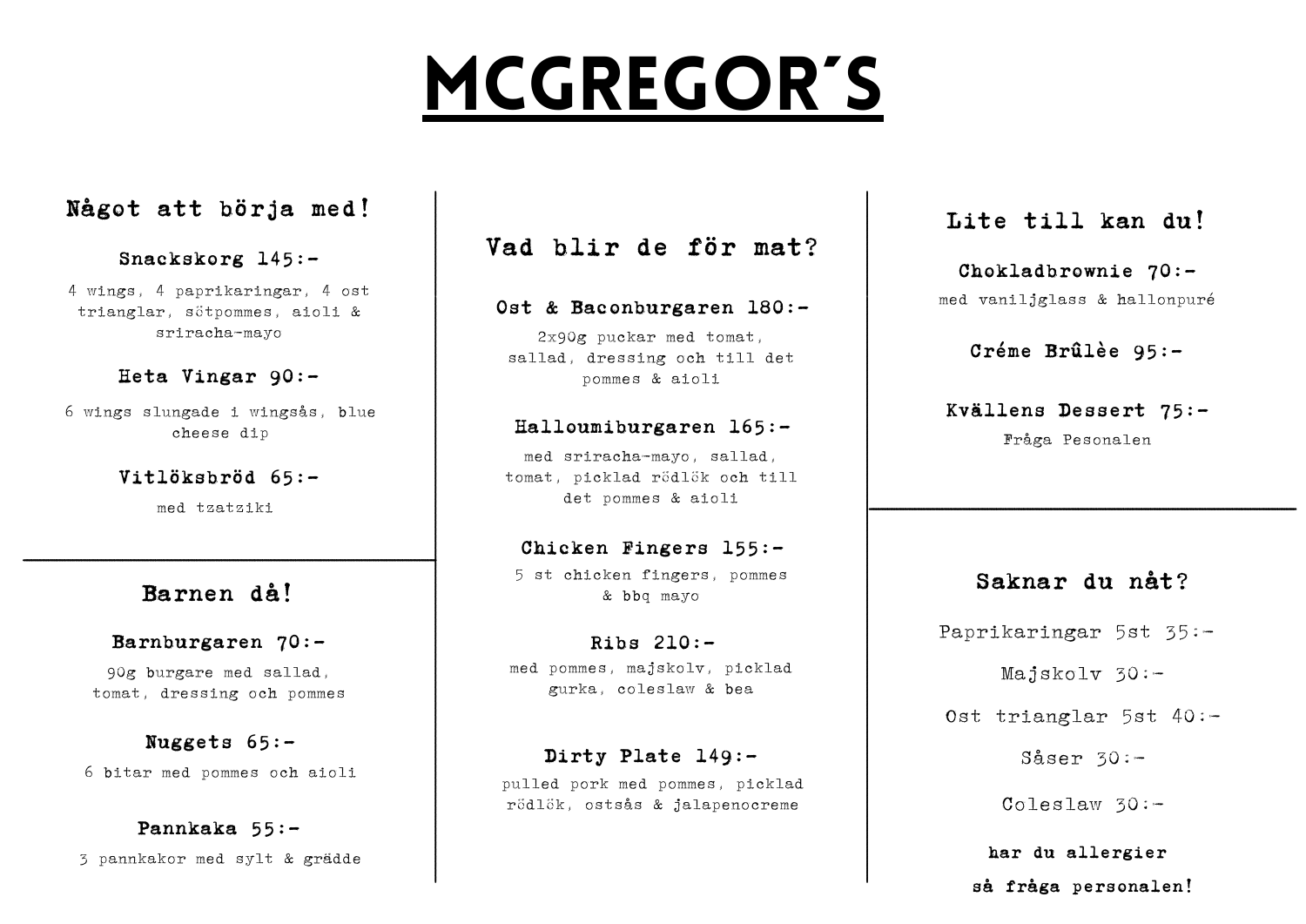# MCGREGOR´S

## Något att börja med!

### Snackskorg 145:-

4 wings, 4 paprikaringar, 4 ost trianglar, sötpommes, aioli & sriracha-mayo

### Heta Vingar 90:-

6 wings slungade i wingsås, blue cheese dip

### Vitlöksbröd 65:-

med tzatziki

## Barnen då!

### Barnburgaren 70:-

90g burgare med sallad, tomat, dressing och pommes

### Nuggets 65:-

6 bitar med pommes och aioli

### Pannkaka 55:-

3 pannkakor med sylt & grädde

## Vad blir de för mat?

### Ost & Baconburgaren 180:-

2x90g puckar med tomat, sallad, dressing och till det pommes & aioli

### Halloumiburgaren 165:-

med sriracha-mayo, sallad, tomat, picklad rödlök och till det pommes & aioli

### Chicken Fingers 155:-

5 st chicken fingers, pommes & bbq mayo

### Ribs 210:-

med pommes, majskolv, picklad gurka, coleslaw & bea

### Dirty Plate 149:-

pulled pork med pommes, picklad rödlök, ostsås & jalapenocreme

## Lite till kan du!

### Chokladbrownie 70:-

med vaniljglass & hallonpuré

### Créme Brûlèe 95:-

### Kvällens Dessert 75:-

Fråga Pesonalen

## Saknar du nåt?

Paprikaringar 5st 35:-

Majskolv 30:-

Ost trianglar 5st 40:-

Såser 30:-

Coleslaw 30:-

**har du allergier så fråga personalen!**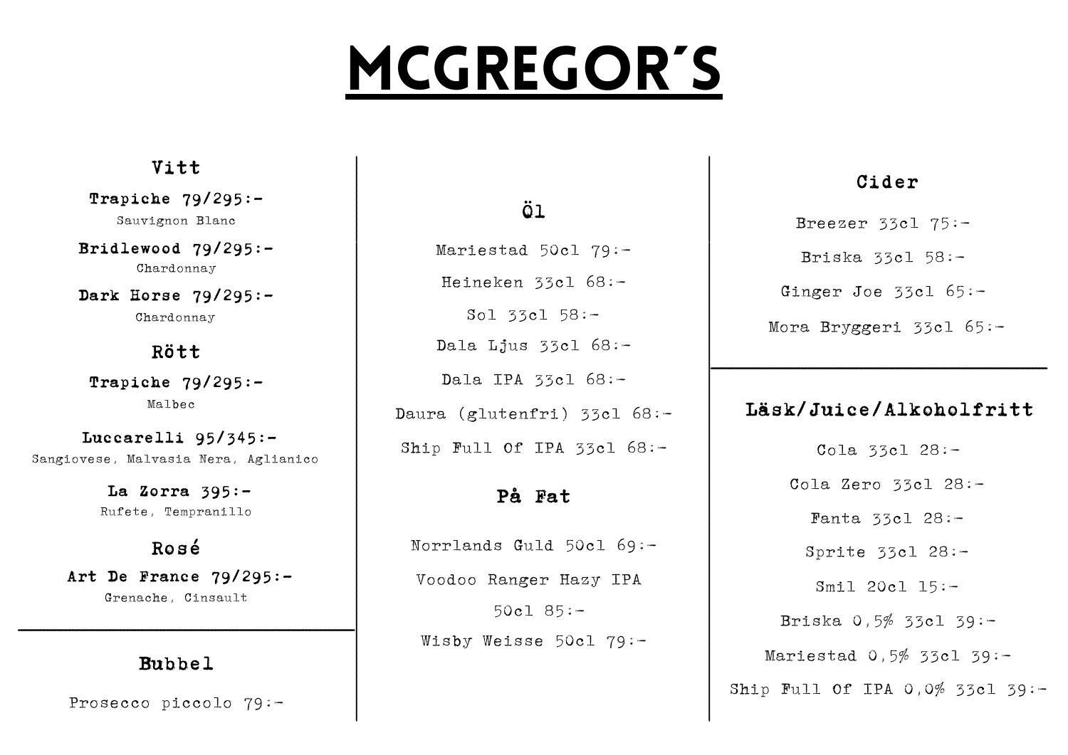# MCGREGOR´S

## Vitt

**Trapiche 79/295:-**
Sauvignon Blanc

**Bridlewood 79/295:-**
Chardonnay

**Dark Horse 79/295:-**
Chardonnay

## Rött

**Trapiche 79/295:-**
Malbec

**Luccarelli 95/345:-**
Sangiovese, Malvasia Nera, Aglianico

**La Zorra 395:-**
Rufete, Tempranillo

## Rosé

**Art De France 79/295:-**
Grenache, Cinsault

## Bubbel

Prosecco piccolo 79:-

## Öl

Mariestad 50cl 79:-

Heineken 33cl 68:-

Sol 33cl 58:-

Dala Ljus 33cl 68:-

Dala IPA 33cl 68:-

Daura (glutenfri) 33cl 68:-

Ship Full Of IPA 33cl 68:-

## På Fat

Norrlands Guld 50cl 69:-

Voodoo Ranger Hazy IPA 50cl 85:-

Wisby Weisse 50cl 79:-

## Cider

Breezer 33cl 75:-

Briska 33cl 58:-

Ginger Joe 33cl 65:-

Mora Bryggeri 33cl 65:-

## Läsk/Juice/Alkoholfritt

Cola 33cl 28:-

Cola Zero 33cl 28:-

Fanta 33cl 28:-

Sprite 33cl 28:-

Smil 20cl 15:-

Briska 0,5% 33cl 39:-

Mariestad 0,5% 33cl 39:-

Ship Full Of IPA 0,0% 33cl 39:-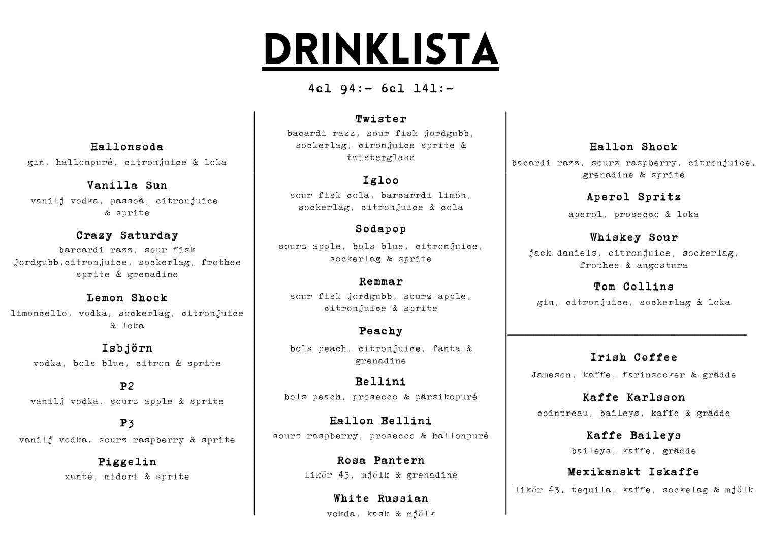# DRINKLISTA

4cl 94:- 6cl 141:-

### Hallonsoda
gin, hallonpuré, citronjuice & loka

### Vanilla Sun
vanilj vodka, passoã, citronjuice & sprite

### Crazy Saturday
barcardi razz, sour fisk jordgubb,citronjuice, sockerlag, frothee sprite & grenadine

### Lemon Shock
limoncello, vodka, sockerlag, citronjuice & loka

### Isbjörn
vodka, bols blue, citron & sprite

### P2
vanilj vodka. sourz apple & sprite

### P3
vanilj vodka. sourz raspberry & sprite

### Piggelin
xanté, midori & sprite

### Twister
bacardi razz, sour fisk jordgubb, sockerlag, cironjuice sprite & twisterglass

### Igloo
sour fisk cola, barcarrdi limón, sockerlag, citronjuice & cola

### Sodapop
sourz apple, bols blue, citronjuice, sockerlag & sprite

### Remmar
sour fisk jordgubb, sourz apple, citronjuice & sprite

### Peachy
bols peach, citronjuice, fanta & grenadine

### Bellini
bols peach, prosecco & pärsikopuré

### Hallon Bellini
sourz raspberry, prosecco & hallonpuré

### Rosa Pantern
likör 43, mjölk & grenadine

### White Russian
vokda, kask & mjölk

### Hallon Shock
bacardi razz, sourz raspberry, citronjuice, grenadine & sprite

### Aperol Spritz
aperol, prosecco & loka

### Whiskey Sour
jack daniels, citronjuice, sockerlag, frothee & angostura

### Tom Collins
gin, citronjuice, sockerlag & loka

---

### Irish Coffee
Jameson, kaffe, farinsocker & grädde

### Kaffe Karlsson
cointreau, baileys, kaffe & grädde

### Kaffe Baileys
baileys, kaffe, grädde

### Mexikanskt Iskaffe
likör 43, tequila, kaffe, sockelag & mjölk